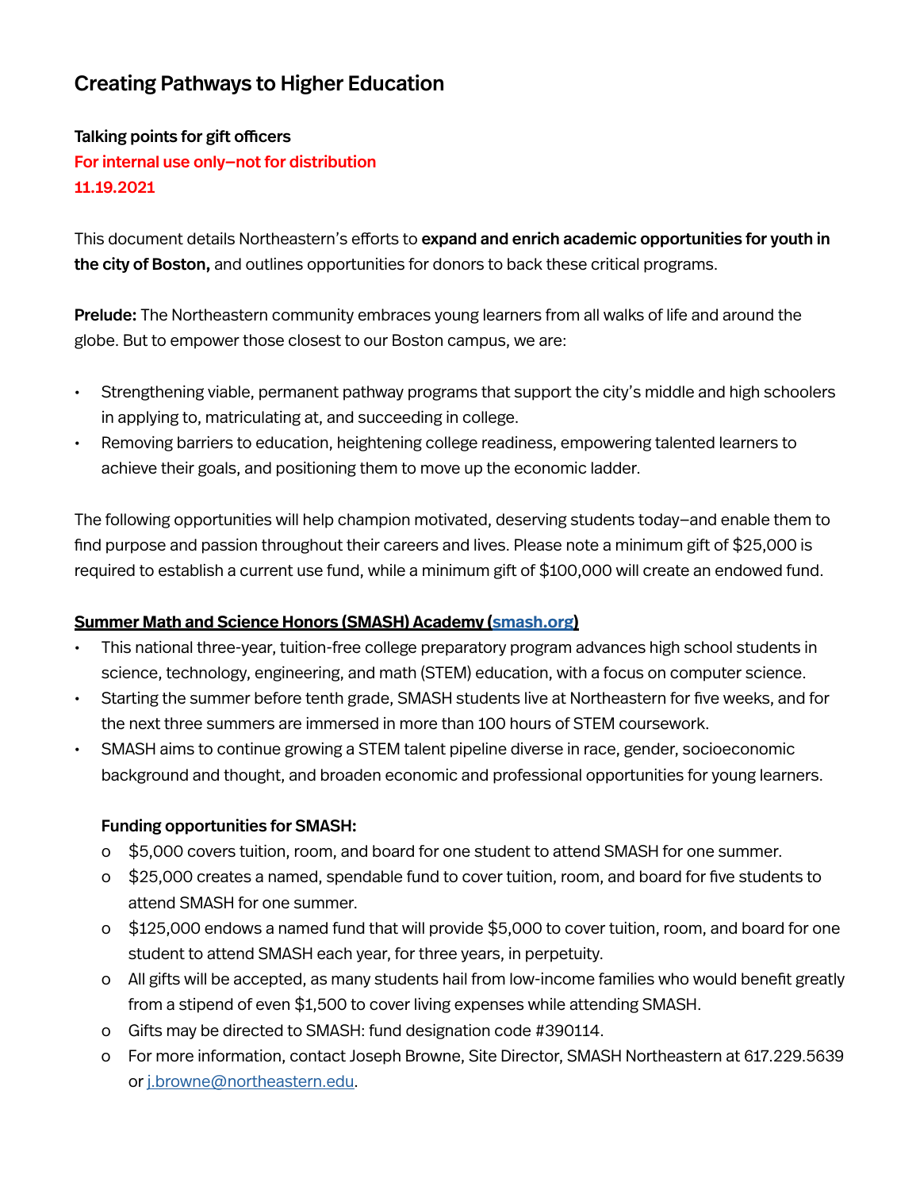# Creating Pathways to Higher Education

**Talking points for gift officers**

**For internal use only–not for distribution**

**11.19.2021**

This document details Northeastern's efforts to **expand and enrich academic opportunities for youth in the city of Boston,** and outlines opportunities for donors to back these critical programs.

**Prelude:** The Northeastern community embraces young learners from all walks of life and around the globe. But to empower those closest to our Boston campus, we are:

- Strengthening viable, permanent pathway programs that support the city's middle and high schoolers in applying to, matriculating at, and succeeding in college.
- Removing barriers to education, heightening college readiness, empowering talented learners to achieve their goals, and positioning them to move up the economic ladder.

The following opportunities will help champion motivated, deserving students today–and enable them to find purpose and passion throughout their careers and lives. Please note a minimum gift of $25,000 is required to establish a current use fund, while a minimum gift of $100,000 will create an endowed fund.

**Summer Math and Science Honors (SMASH) Academy ([smash.org](smash.org))**

- This national three-year, tuition-free college preparatory program advances high school students in science, technology, engineering, and math (STEM) education, with a focus on computer science.
- Starting the summer before tenth grade, SMASH students live at Northeastern for five weeks, and for the next three summers are immersed in more than 100 hours of STEM coursework.
- SMASH aims to continue growing a STEM talent pipeline diverse in race, gender, socioeconomic background and thought, and broaden economic and professional opportunities for young learners.

  **Funding opportunities for SMASH:**

  - $5,000 covers tuition, room, and board for one student to attend SMASH for one summer.
  - $25,000 creates a named, spendable fund to cover tuition, room, and board for five students to attend SMASH for one summer.
  - $125,000 endows a named fund that will provide $5,000 to cover tuition, room, and board for one student to attend SMASH each year, for three years, in perpetuity.
  - All gifts will be accepted, as many students hail from low-income families who would benefit greatly from a stipend of even $1,500 to cover living expenses while attending SMASH.
  - Gifts may be directed to SMASH: fund designation code #390114.
  - For more information, contact Joseph Browne, Site Director, SMASH Northeastern at 617.229.5639 or [j.browne@northeastern.edu](mailto:j.browne@northeastern.edu).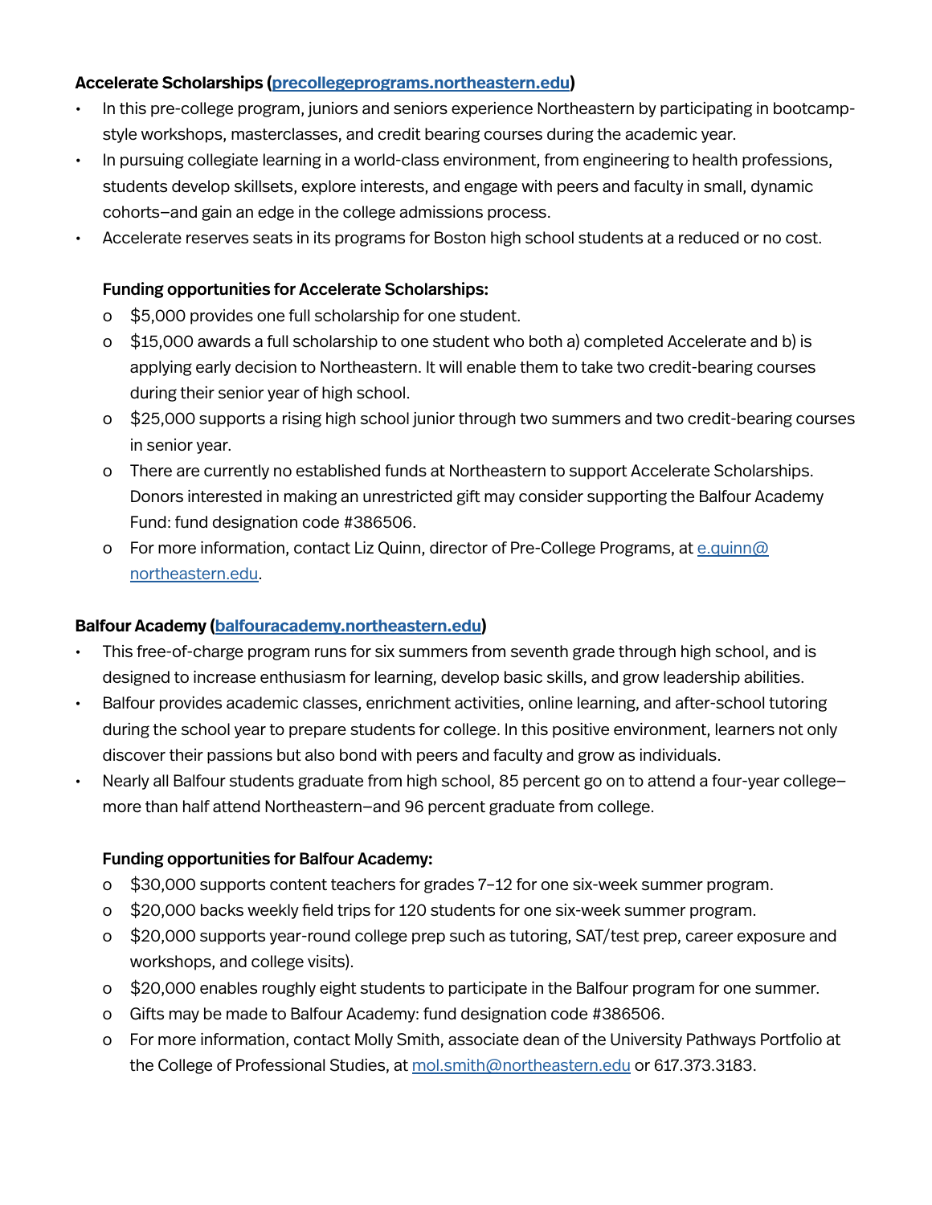**Accelerate Scholarships ([precollegeprograms.northeastern.edu](precollegeprograms.northeastern.edu))**

- In this pre-college program, juniors and seniors experience Northeastern by participating in bootcamp-style workshops, masterclasses, and credit bearing courses during the academic year.
- In pursuing collegiate learning in a world-class environment, from engineering to health professions, students develop skillsets, explore interests, and engage with peers and faculty in small, dynamic cohorts–and gain an edge in the college admissions process.
- Accelerate reserves seats in its programs for Boston high school students at a reduced or no cost.

  **Funding opportunities for Accelerate Scholarships:**
  - $5,000 provides one full scholarship for one student.
  - $15,000 awards a full scholarship to one student who both a) completed Accelerate and b) is applying early decision to Northeastern. It will enable them to take two credit-bearing courses during their senior year of high school.
  - $25,000 supports a rising high school junior through two summers and two credit-bearing courses in senior year.
  - There are currently no established funds at Northeastern to support Accelerate Scholarships. Donors interested in making an unrestricted gift may consider supporting the Balfour Academy Fund: fund designation code #386506.
  - For more information, contact Liz Quinn, director of Pre-College Programs, at [e.quinn@northeastern.edu](mailto:e.quinn@northeastern.edu).

**Balfour Academy ([balfouracademy.northeastern.edu](balfouracademy.northeastern.edu))**

- This free-of-charge program runs for six summers from seventh grade through high school, and is designed to increase enthusiasm for learning, develop basic skills, and grow leadership abilities.
- Balfour provides academic classes, enrichment activities, online learning, and after-school tutoring during the school year to prepare students for college. In this positive environment, learners not only discover their passions but also bond with peers and faculty and grow as individuals.
- Nearly all Balfour students graduate from high school, 85 percent go on to attend a four-year college–more than half attend Northeastern–and 96 percent graduate from college.

  **Funding opportunities for Balfour Academy:**
  - $30,000 supports content teachers for grades 7–12 for one six-week summer program.
  - $20,000 backs weekly field trips for 120 students for one six-week summer program.
  - $20,000 supports year-round college prep such as tutoring, SAT/test prep, career exposure and workshops, and college visits).
  - $20,000 enables roughly eight students to participate in the Balfour program for one summer.
  - Gifts may be made to Balfour Academy: fund designation code #386506.
  - For more information, contact Molly Smith, associate dean of the University Pathways Portfolio at the College of Professional Studies, at [mol.smith@northeastern.edu](mailto:mol.smith@northeastern.edu) or 617.373.3183.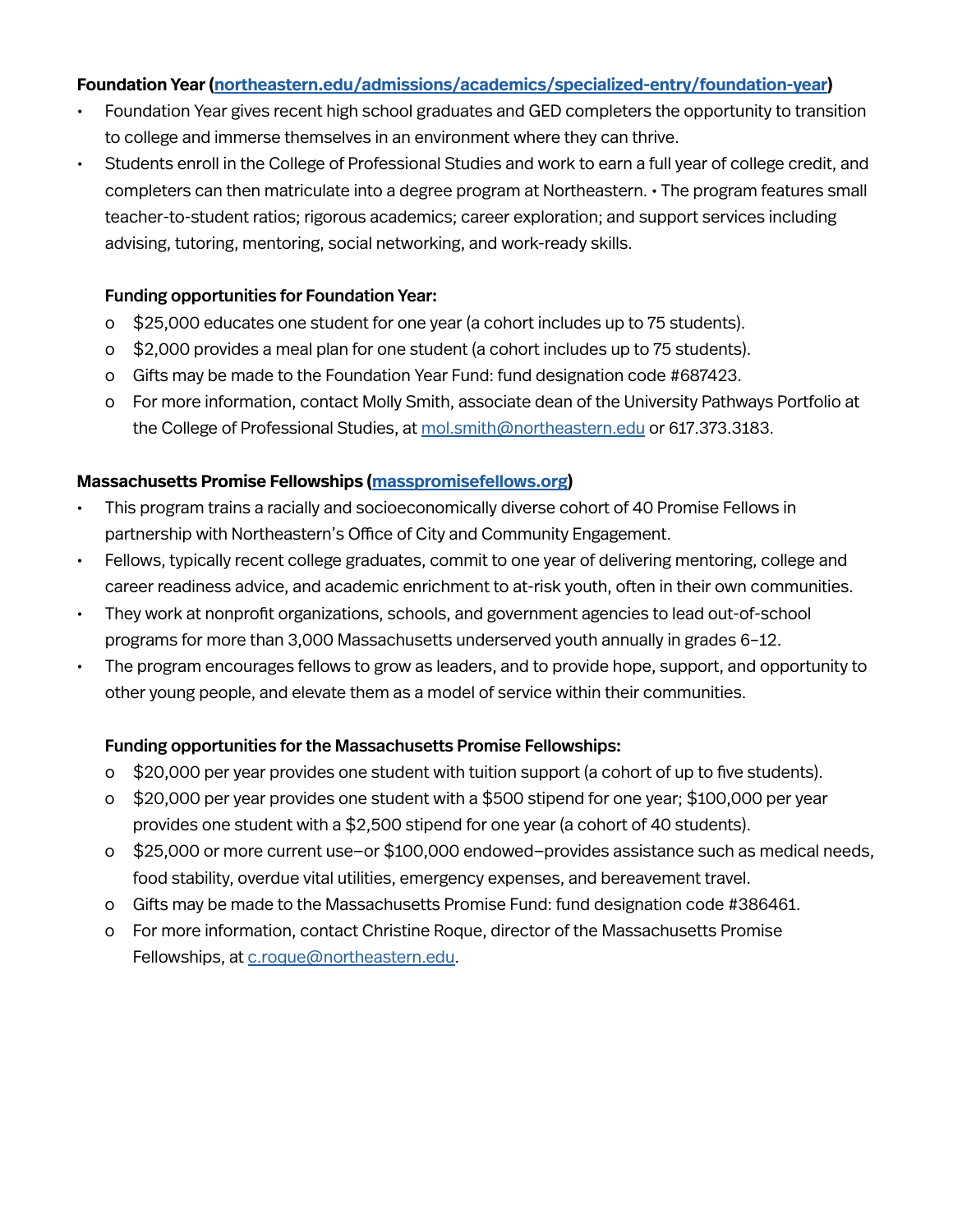**Foundation Year ([northeastern.edu/admissions/academics/specialized-entry/foundation-year](northeastern.edu/admissions/academics/specialized-entry/foundation-year))**

- Foundation Year gives recent high school graduates and GED completers the opportunity to transition to college and immerse themselves in an environment where they can thrive.
- Students enroll in the College of Professional Studies and work to earn a full year of college credit, and completers can then matriculate into a degree program at Northeastern. • The program features small teacher-to-student ratios; rigorous academics; career exploration; and support services including advising, tutoring, mentoring, social networking, and work-ready skills.

**Funding opportunities for Foundation Year:**

- $25,000 educates one student for one year (a cohort includes up to 75 students).
- $2,000 provides a meal plan for one student (a cohort includes up to 75 students).
- Gifts may be made to the Foundation Year Fund: fund designation code #687423.
- For more information, contact Molly Smith, associate dean of the University Pathways Portfolio at the College of Professional Studies, at mol.smith@northeastern.edu or 617.373.3183.

**Massachusetts Promise Fellowships ([masspromisefellows.org](masspromisefellows.org))**

- This program trains a racially and socioeconomically diverse cohort of 40 Promise Fellows in partnership with Northeastern's Office of City and Community Engagement.
- Fellows, typically recent college graduates, commit to one year of delivering mentoring, college and career readiness advice, and academic enrichment to at-risk youth, often in their own communities.
- They work at nonprofit organizations, schools, and government agencies to lead out-of-school programs for more than 3,000 Massachusetts underserved youth annually in grades 6–12.
- The program encourages fellows to grow as leaders, and to provide hope, support, and opportunity to other young people, and elevate them as a model of service within their communities.

**Funding opportunities for the Massachusetts Promise Fellowships:**

- $20,000 per year provides one student with tuition support (a cohort of up to five students).
- $20,000 per year provides one student with a $500 stipend for one year; $100,000 per year provides one student with a $2,500 stipend for one year (a cohort of 40 students).
- $25,000 or more current use–or $100,000 endowed–provides assistance such as medical needs, food stability, overdue vital utilities, emergency expenses, and bereavement travel.
- Gifts may be made to the Massachusetts Promise Fund: fund designation code #386461.
- For more information, contact Christine Roque, director of the Massachusetts Promise Fellowships, at c.roque@northeastern.edu.